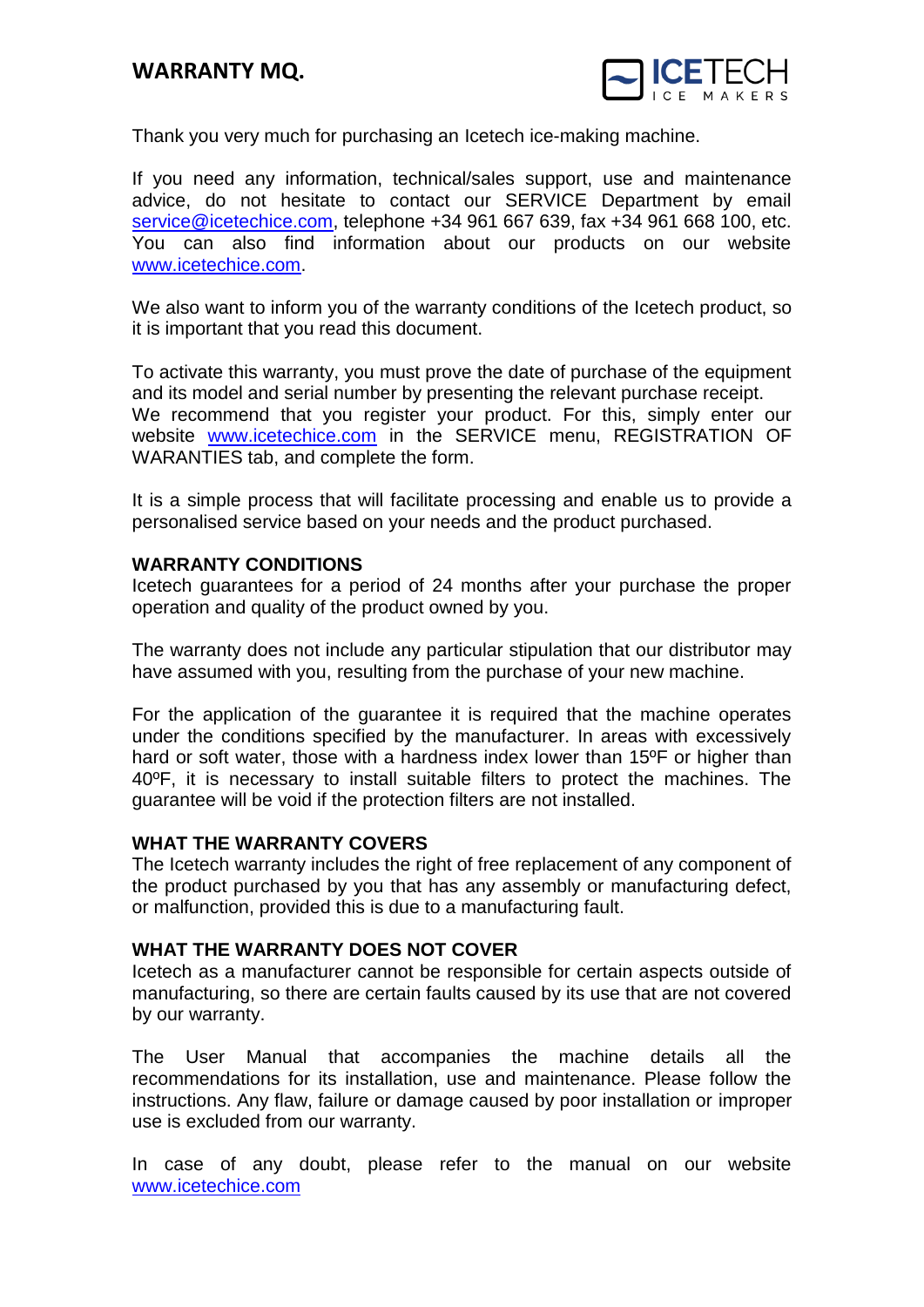# WARRANTY MQ.

ICETECH ICE MAKERS

Thank you very much for purchasing an Icetech ice-making machine.

If you need any information, technical/sales support, use and maintenance advice, do not hesitate to contact our SERVICE Department by email service@icetechice.com, telephone +34 961 667 639, fax +34 961 668 100, etc. You can also find information about our products on our website www.icetechice.com.

We also want to inform you of the warranty conditions of the Icetech product, so it is important that you read this document.

To activate this warranty, you must prove the date of purchase of the equipment and its model and serial number by presenting the relevant purchase receipt.
We recommend that you register your product. For this, simply enter our website www.icetechice.com in the SERVICE menu, REGISTRATION OF WARANTIES tab, and complete the form.

It is a simple process that will facilitate processing and enable us to provide a personalised service based on your needs and the product purchased.

**WARRANTY CONDITIONS**
Icetech guarantees for a period of 24 months after your purchase the proper operation and quality of the product owned by you.

The warranty does not include any particular stipulation that our distributor may have assumed with you, resulting from the purchase of your new machine.

For the application of the guarantee it is required that the machine operates under the conditions specified by the manufacturer. In areas with excessively hard or soft water, those with a hardness index lower than 15ºF or higher than 40ºF, it is necessary to install suitable filters to protect the machines. The guarantee will be void if the protection filters are not installed.

**WHAT THE WARRANTY COVERS**
The Icetech warranty includes the right of free replacement of any component of the product purchased by you that has any assembly or manufacturing defect, or malfunction, provided this is due to a manufacturing fault.

**WHAT THE WARRANTY DOES NOT COVER**
Icetech as a manufacturer cannot be responsible for certain aspects outside of manufacturing, so there are certain faults caused by its use that are not covered by our warranty.

The User Manual that accompanies the machine details all the recommendations for its installation, use and maintenance. Please follow the instructions. Any flaw, failure or damage caused by poor installation or improper use is excluded from our warranty.

In case of any doubt, please refer to the manual on our website www.icetechice.com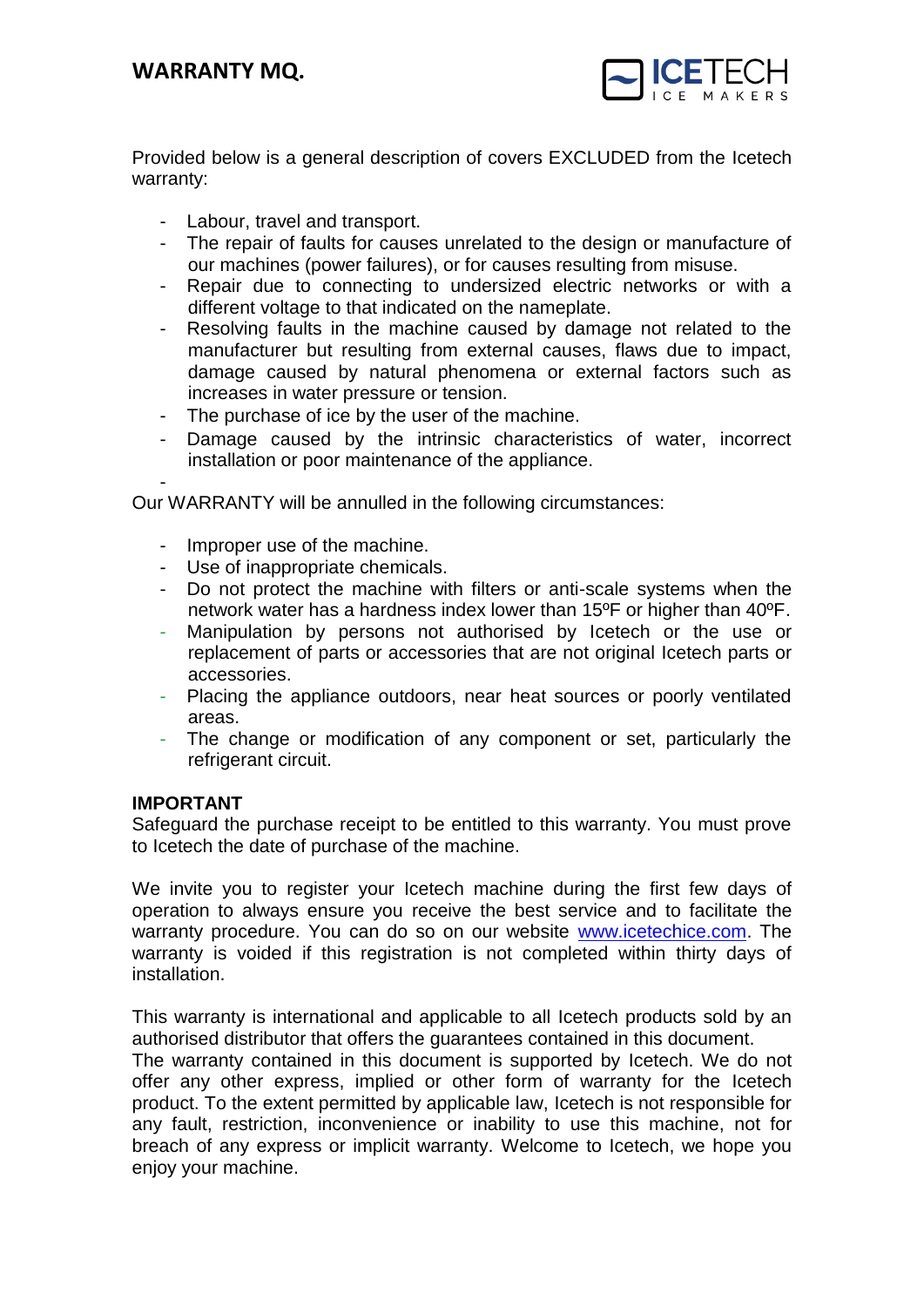## WARRANTY MQ.

Provided below is a general description of covers EXCLUDED from the Icetech warranty:

- Labour, travel and transport.
- The repair of faults for causes unrelated to the design or manufacture of our machines (power failures), or for causes resulting from misuse.
- Repair due to connecting to undersized electric networks or with a different voltage to that indicated on the nameplate.
- Resolving faults in the machine caused by damage not related to the manufacturer but resulting from external causes, flaws due to impact, damage caused by natural phenomena or external factors such as increases in water pressure or tension.
- The purchase of ice by the user of the machine.
- Damage caused by the intrinsic characteristics of water, incorrect installation or poor maintenance of the appliance.
-

Our WARRANTY will be annulled in the following circumstances:

- Improper use of the machine.
- Use of inappropriate chemicals.
- Do not protect the machine with filters or anti-scale systems when the network water has a hardness index lower than 15ºF or higher than 40ºF.
- Manipulation by persons not authorised by Icetech or the use or replacement of parts or accessories that are not original Icetech parts or accessories.
- Placing the appliance outdoors, near heat sources or poorly ventilated areas.
- The change or modification of any component or set, particularly the refrigerant circuit.

**IMPORTANT**

Safeguard the purchase receipt to be entitled to this warranty. You must prove to Icetech the date of purchase of the machine.

We invite you to register your Icetech machine during the first few days of operation to always ensure you receive the best service and to facilitate the warranty procedure. You can do so on our website [www.icetechice.com](http://www.icetechice.com). The warranty is voided if this registration is not completed within thirty days of installation.

This warranty is international and applicable to all Icetech products sold by an authorised distributor that offers the guarantees contained in this document.
The warranty contained in this document is supported by Icetech. We do not offer any other express, implied or other form of warranty for the Icetech product. To the extent permitted by applicable law, Icetech is not responsible for any fault, restriction, inconvenience or inability to use this machine, not for breach of any express or implicit warranty. Welcome to Icetech, we hope you enjoy your machine.